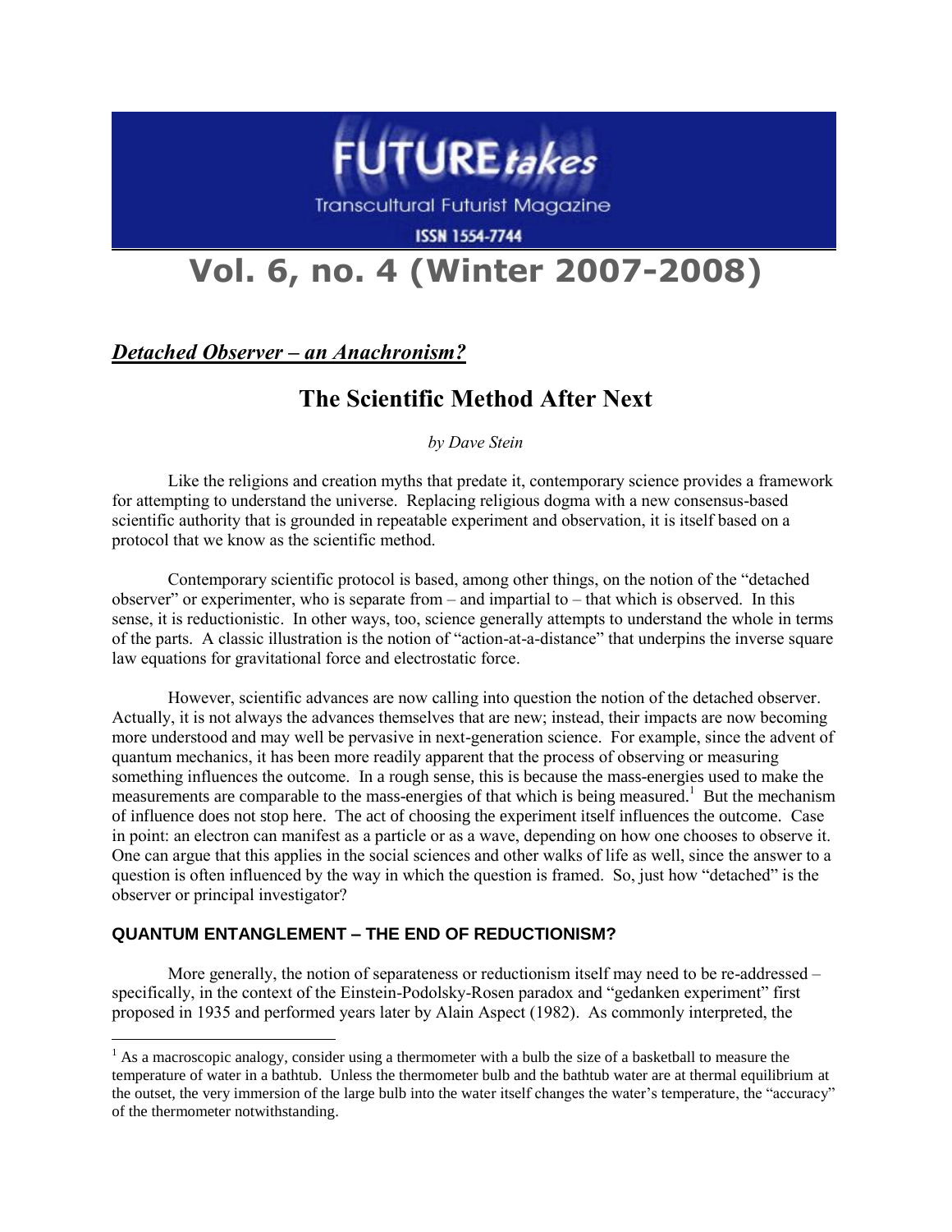# Vol. 6, no. 4 (Winter 2007-2008)

***Detached Observer – an Anachronism?***

## The Scientific Method After Next

*by Dave Stein*

Like the religions and creation myths that predate it, contemporary science provides a framework for attempting to understand the universe. Replacing religious dogma with a new consensus-based scientific authority that is grounded in repeatable experiment and observation, it is itself based on a protocol that we know as the scientific method.

Contemporary scientific protocol is based, among other things, on the notion of the "detached observer" or experimenter, who is separate from – and impartial to – that which is observed. In this sense, it is reductionistic. In other ways, too, science generally attempts to understand the whole in terms of the parts. A classic illustration is the notion of "action-at-a-distance" that underpins the inverse square law equations for gravitational force and electrostatic force.

However, scientific advances are now calling into question the notion of the detached observer. Actually, it is not always the advances themselves that are new; instead, their impacts are now becoming more understood and may well be pervasive in next-generation science. For example, since the advent of quantum mechanics, it has been more readily apparent that the process of observing or measuring something influences the outcome. In a rough sense, this is because the mass-energies used to make the measurements are comparable to the mass-energies of that which is being measured.[1] But the mechanism of influence does not stop here. The act of choosing the experiment itself influences the outcome. Case in point: an electron can manifest as a particle or as a wave, depending on how one chooses to observe it. One can argue that this applies in the social sciences and other walks of life as well, since the answer to a question is often influenced by the way in which the question is framed. So, just how "detached" is the observer or principal investigator?

### QUANTUM ENTANGLEMENT – THE END OF REDUCTIONISM?

More generally, the notion of separateness or reductionism itself may need to be re-addressed – specifically, in the context of the Einstein-Podolsky-Rosen paradox and "gedanken experiment" first proposed in 1935 and performed years later by Alain Aspect (1982). As commonly interpreted, the

---

[1] As a macroscopic analogy, consider using a thermometer with a bulb the size of a basketball to measure the temperature of water in a bathtub. Unless the thermometer bulb and the bathtub water are at thermal equilibrium at the outset, the very immersion of the large bulb into the water itself changes the water's temperature, the "accuracy" of the thermometer notwithstanding.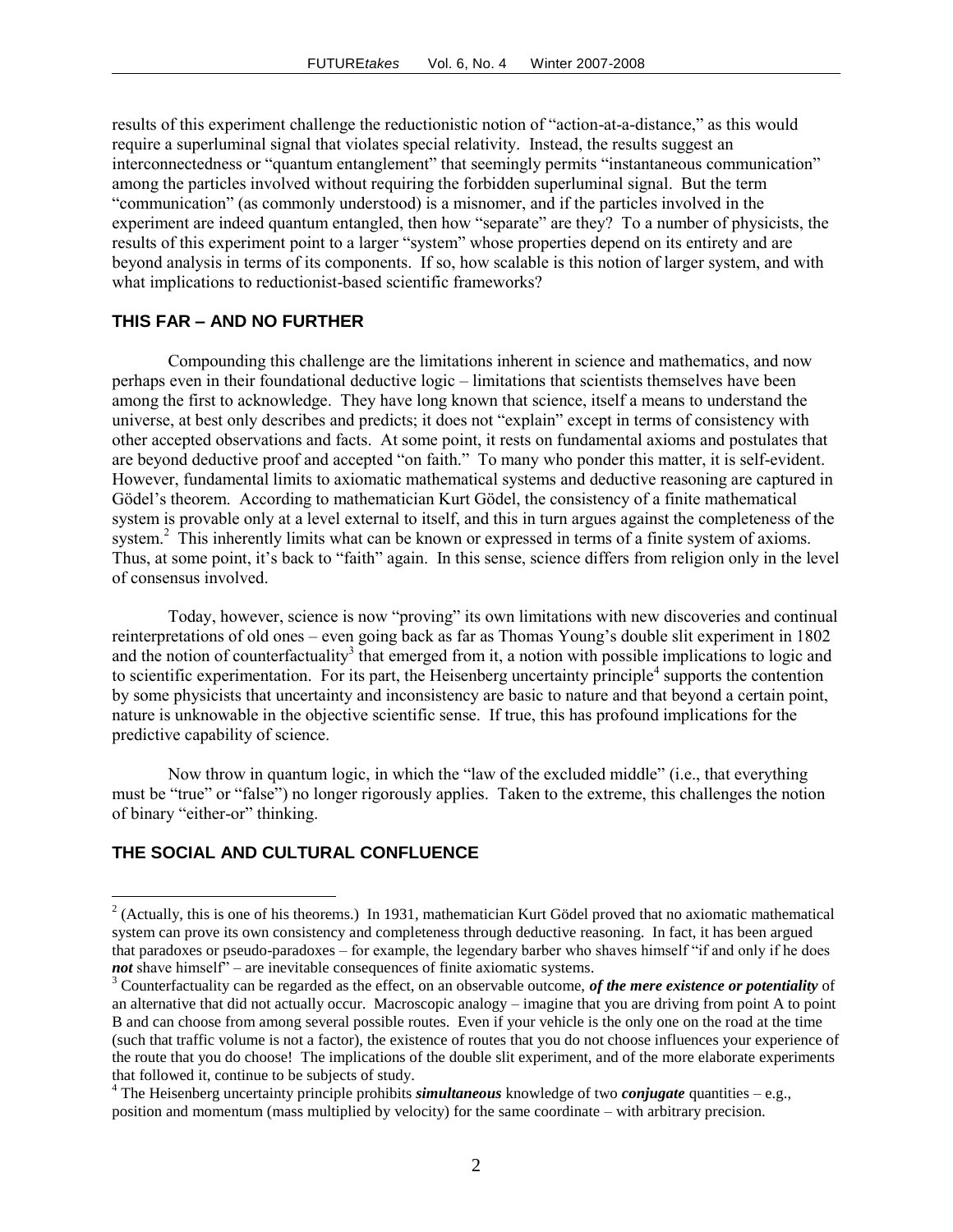results of this experiment challenge the reductionistic notion of "action-at-a-distance," as this would require a superluminal signal that violates special relativity. Instead, the results suggest an interconnectedness or "quantum entanglement" that seemingly permits "instantaneous communication" among the particles involved without requiring the forbidden superluminal signal. But the term "communication" (as commonly understood) is a misnomer, and if the particles involved in the experiment are indeed quantum entangled, then how "separate" are they? To a number of physicists, the results of this experiment point to a larger "system" whose properties depend on its entirety and are beyond analysis in terms of its components. If so, how scalable is this notion of larger system, and with what implications to reductionist-based scientific frameworks?

## THIS FAR – AND NO FURTHER

Compounding this challenge are the limitations inherent in science and mathematics, and now perhaps even in their foundational deductive logic – limitations that scientists themselves have been among the first to acknowledge. They have long known that science, itself a means to understand the universe, at best only describes and predicts; it does not "explain" except in terms of consistency with other accepted observations and facts. At some point, it rests on fundamental axioms and postulates that are beyond deductive proof and accepted "on faith." To many who ponder this matter, it is self-evident. However, fundamental limits to axiomatic mathematical systems and deductive reasoning are captured in Gödel's theorem. According to mathematician Kurt Gödel, the consistency of a finite mathematical system is provable only at a level external to itself, and this in turn argues against the completeness of the system.[2] This inherently limits what can be known or expressed in terms of a finite system of axioms. Thus, at some point, it's back to "faith" again. In this sense, science differs from religion only in the level of consensus involved.

Today, however, science is now "proving" its own limitations with new discoveries and continual reinterpretations of old ones – even going back as far as Thomas Young's double slit experiment in 1802 and the notion of counterfactuality[3] that emerged from it, a notion with possible implications to logic and to scientific experimentation. For its part, the Heisenberg uncertainty principle[4] supports the contention by some physicists that uncertainty and inconsistency are basic to nature and that beyond a certain point, nature is unknowable in the objective scientific sense. If true, this has profound implications for the predictive capability of science.

Now throw in quantum logic, in which the "law of the excluded middle" (i.e., that everything must be "true" or "false") no longer rigorously applies. Taken to the extreme, this challenges the notion of binary "either-or" thinking.

## THE SOCIAL AND CULTURAL CONFLUENCE

---

[2] (Actually, this is one of his theorems.) In 1931, mathematician Kurt Gödel proved that no axiomatic mathematical system can prove its own consistency and completeness through deductive reasoning. In fact, it has been argued that paradoxes or pseudo-paradoxes – for example, the legendary barber who shaves himself "if and only if he does ***not*** shave himself" – are inevitable consequences of finite axiomatic systems.

[3] Counterfactuality can be regarded as the effect, on an observable outcome, ***of the mere existence or potentiality*** of an alternative that did not actually occur. Macroscopic analogy – imagine that you are driving from point A to point B and can choose from among several possible routes. Even if your vehicle is the only one on the road at the time (such that traffic volume is not a factor), the existence of routes that you do not choose influences your experience of the route that you do choose! The implications of the double slit experiment, and of the more elaborate experiments that followed it, continue to be subjects of study.

[4] The Heisenberg uncertainty principle prohibits ***simultaneous*** knowledge of two ***conjugate*** quantities – e.g., position and momentum (mass multiplied by velocity) for the same coordinate – with arbitrary precision.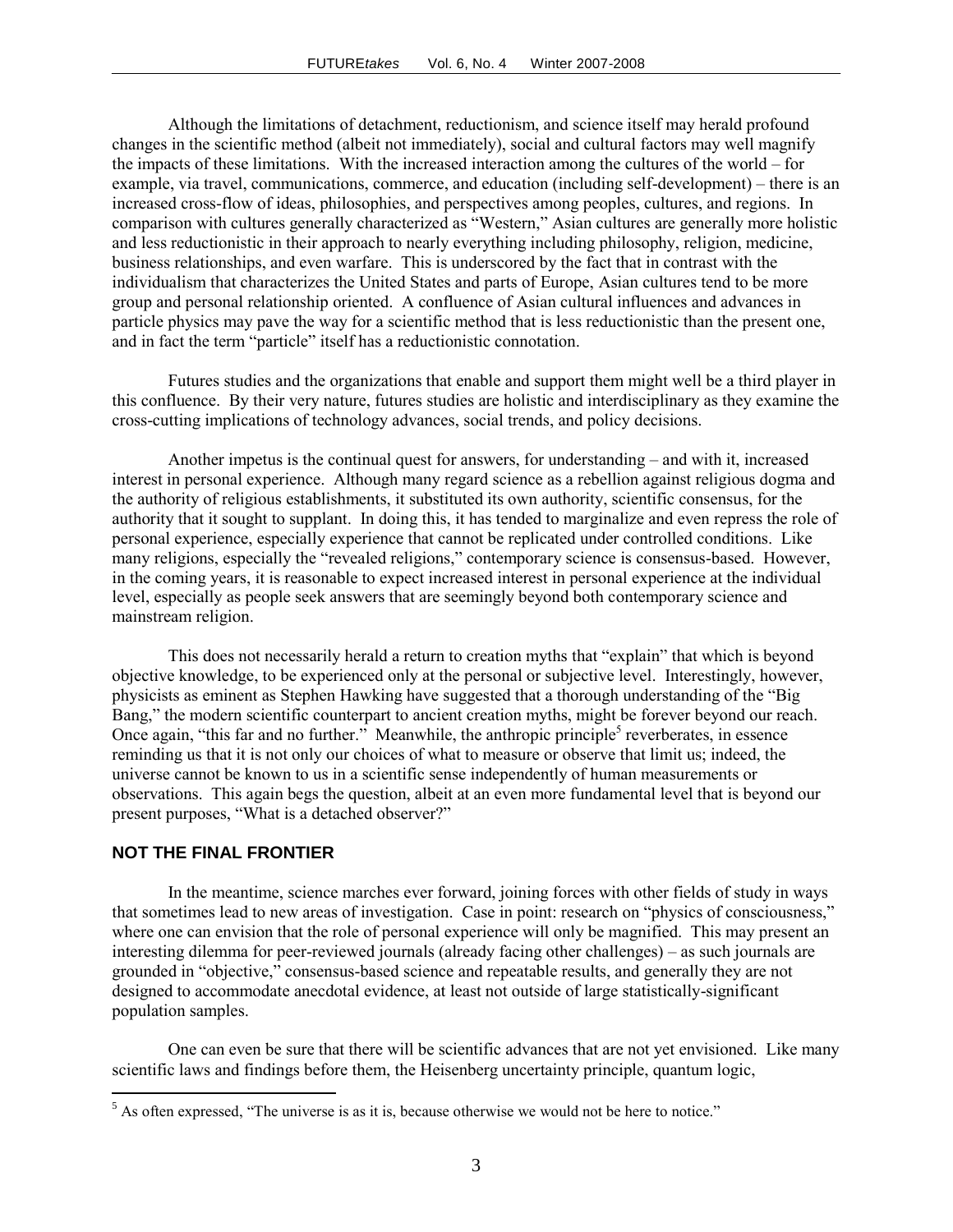Although the limitations of detachment, reductionism, and science itself may herald profound changes in the scientific method (albeit not immediately), social and cultural factors may well magnify the impacts of these limitations. With the increased interaction among the cultures of the world – for example, via travel, communications, commerce, and education (including self-development) – there is an increased cross-flow of ideas, philosophies, and perspectives among peoples, cultures, and regions. In comparison with cultures generally characterized as "Western," Asian cultures are generally more holistic and less reductionistic in their approach to nearly everything including philosophy, religion, medicine, business relationships, and even warfare. This is underscored by the fact that in contrast with the individualism that characterizes the United States and parts of Europe, Asian cultures tend to be more group and personal relationship oriented. A confluence of Asian cultural influences and advances in particle physics may pave the way for a scientific method that is less reductionistic than the present one, and in fact the term "particle" itself has a reductionistic connotation.

Futures studies and the organizations that enable and support them might well be a third player in this confluence. By their very nature, futures studies are holistic and interdisciplinary as they examine the cross-cutting implications of technology advances, social trends, and policy decisions.

Another impetus is the continual quest for answers, for understanding – and with it, increased interest in personal experience. Although many regard science as a rebellion against religious dogma and the authority of religious establishments, it substituted its own authority, scientific consensus, for the authority that it sought to supplant. In doing this, it has tended to marginalize and even repress the role of personal experience, especially experience that cannot be replicated under controlled conditions. Like many religions, especially the "revealed religions," contemporary science is consensus-based. However, in the coming years, it is reasonable to expect increased interest in personal experience at the individual level, especially as people seek answers that are seemingly beyond both contemporary science and mainstream religion.

This does not necessarily herald a return to creation myths that "explain" that which is beyond objective knowledge, to be experienced only at the personal or subjective level. Interestingly, however, physicists as eminent as Stephen Hawking have suggested that a thorough understanding of the "Big Bang," the modern scientific counterpart to ancient creation myths, might be forever beyond our reach. Once again, "this far and no further." Meanwhile, the anthropic principle[5] reverberates, in essence reminding us that it is not only our choices of what to measure or observe that limit us; indeed, the universe cannot be known to us in a scientific sense independently of human measurements or observations. This again begs the question, albeit at an even more fundamental level that is beyond our present purposes, "What is a detached observer?"

## NOT THE FINAL FRONTIER

In the meantime, science marches ever forward, joining forces with other fields of study in ways that sometimes lead to new areas of investigation. Case in point: research on "physics of consciousness," where one can envision that the role of personal experience will only be magnified. This may present an interesting dilemma for peer-reviewed journals (already facing other challenges) – as such journals are grounded in "objective," consensus-based science and repeatable results, and generally they are not designed to accommodate anecdotal evidence, at least not outside of large statistically-significant population samples.

One can even be sure that there will be scientific advances that are not yet envisioned. Like many scientific laws and findings before them, the Heisenberg uncertainty principle, quantum logic,

[5] As often expressed, "The universe is as it is, because otherwise we would not be here to notice."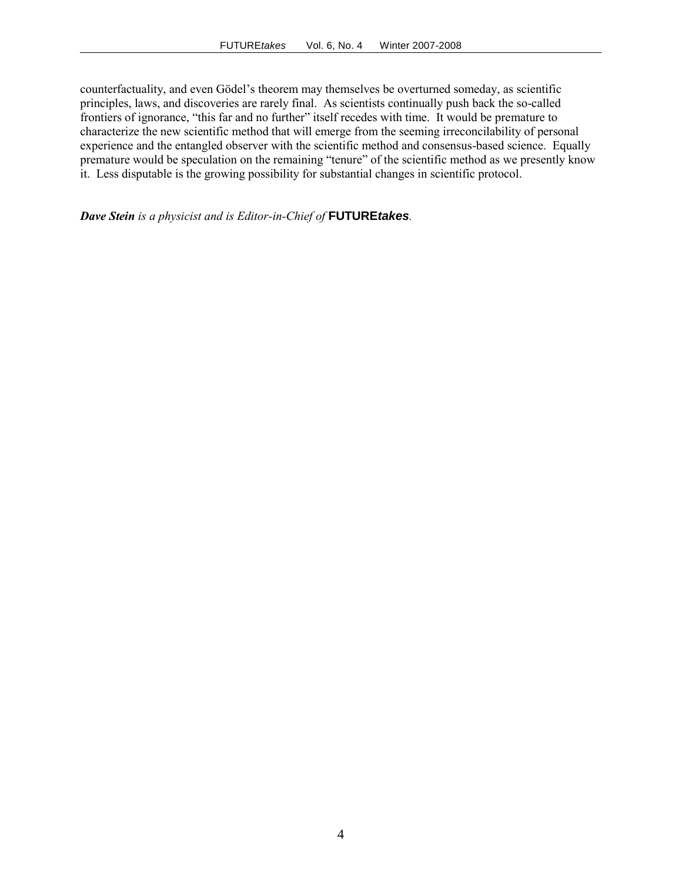counterfactuality, and even Gödel's theorem may themselves be overturned someday, as scientific principles, laws, and discoveries are rarely final. As scientists continually push back the so-called frontiers of ignorance, "this far and no further" itself recedes with time. It would be premature to characterize the new scientific method that will emerge from the seeming irreconcilability of personal experience and the entangled observer with the scientific method and consensus-based science. Equally premature would be speculation on the remaining "tenure" of the scientific method as we presently know it. Less disputable is the growing possibility for substantial changes in scientific protocol.

***Dave Stein*** *is a physicist and is Editor-in-Chief of* **FUTURE*takes***.